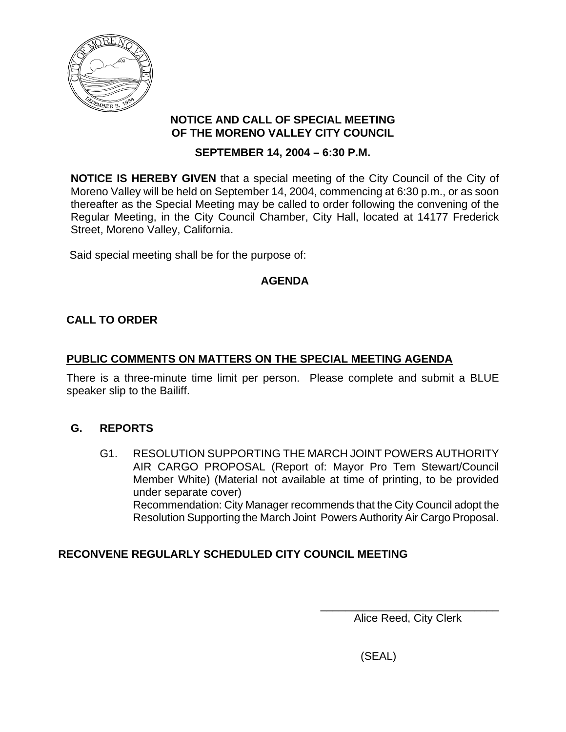**NOTICE AND CALL OF SPECIAL MEETING OF THE MORENO VALLEY CITY COUNCIL**

**SEPTEMBER 14, 2004 – 6:30 P.M.**

**NOTICE IS HEREBY GIVEN** that a special meeting of the City Council of the City of Moreno Valley will be held on September 14, 2004, commencing at 6:30 p.m., or as soon thereafter as the Special Meeting may be called to order following the convening of the Regular Meeting, in the City Council Chamber, City Hall, located at 14177 Frederick Street, Moreno Valley, California.

Said special meeting shall be for the purpose of:

## AGENDA

## CALL TO ORDER

## PUBLIC COMMENTS ON MATTERS ON THE SPECIAL MEETING AGENDA

There is a three-minute time limit per person. Please complete and submit a BLUE speaker slip to the Bailiff.

## G. REPORTS

G1. RESOLUTION SUPPORTING THE MARCH JOINT POWERS AUTHORITY AIR CARGO PROPOSAL (Report of: Mayor Pro Tem Stewart/Council Member White) (Material not available at time of printing, to be provided under separate cover)
Recommendation: City Manager recommends that the City Council adopt the Resolution Supporting the March Joint Powers Authority Air Cargo Proposal.

## RECONVENE REGULARLY SCHEDULED CITY COUNCIL MEETING

\_\_\_\_\_\_\_\_\_\_\_\_\_\_\_\_\_\_\_\_\_\_\_\_\_\_\_\_\_\_
Alice Reed, City Clerk

(SEAL)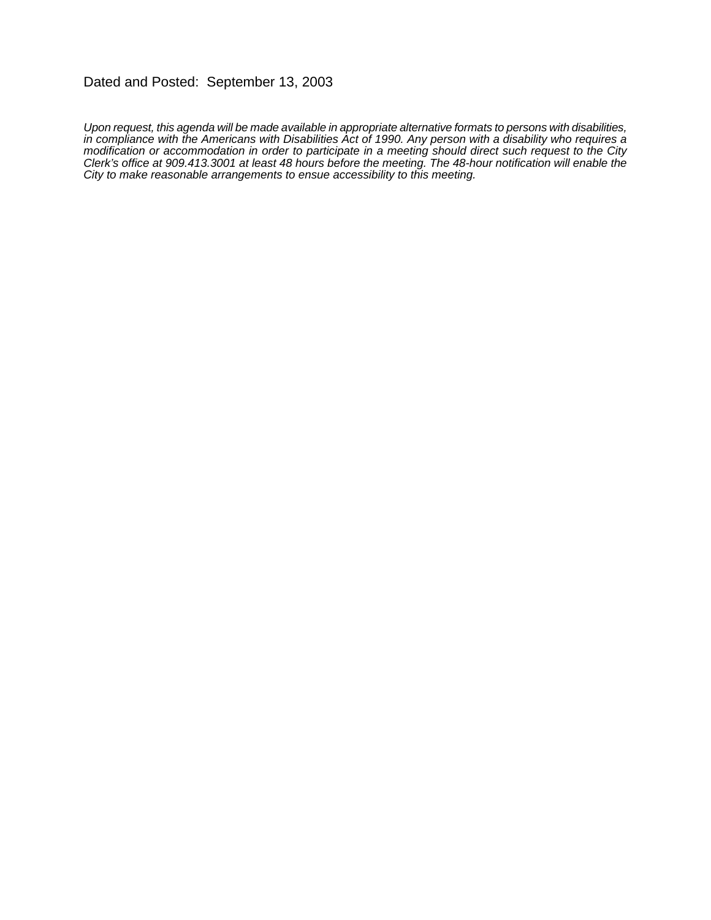Dated and Posted: September 13, 2003

*Upon request, this agenda will be made available in appropriate alternative formats to persons with disabilities, in compliance with the Americans with Disabilities Act of 1990. Any person with a disability who requires a modification or accommodation in order to participate in a meeting should direct such request to the City Clerk's office at 909.413.3001 at least 48 hours before the meeting. The 48-hour notification will enable the City to make reasonable arrangements to ensue accessibility to this meeting.*